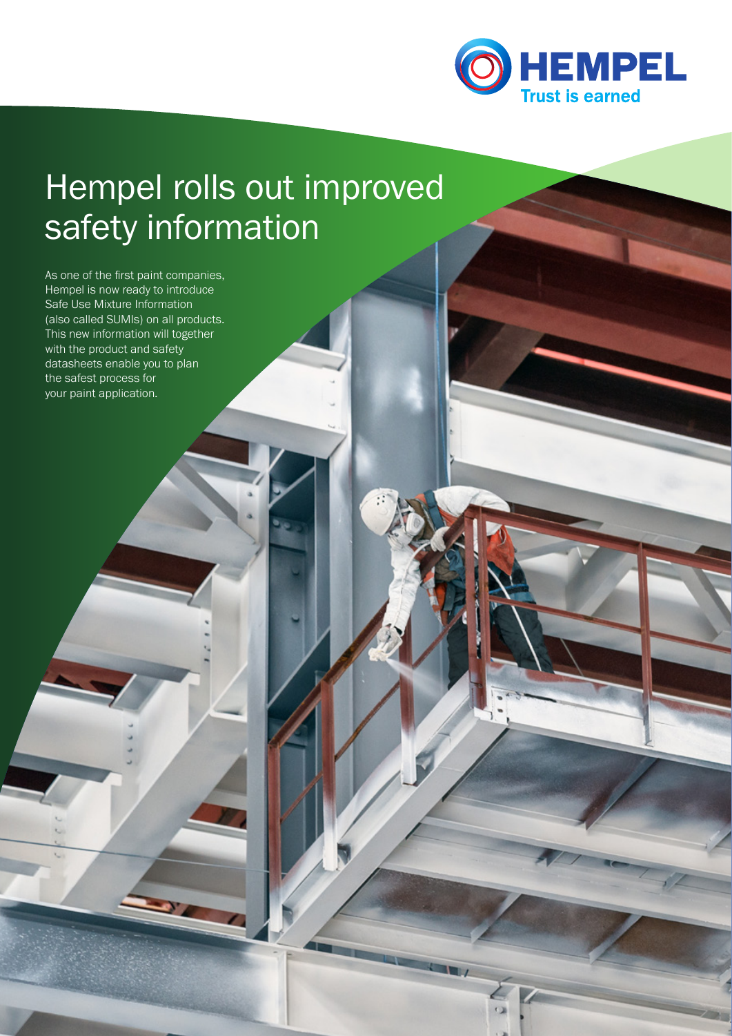HEMPEL

Trust is earned

# Hempel rolls out improved safety information

As one of the first paint companies, Hempel is now ready to introduce Safe Use Mixture Information (also called SUMIs) on all products. This new information will together with the product and safety datasheets enable you to plan the safest process for your paint application.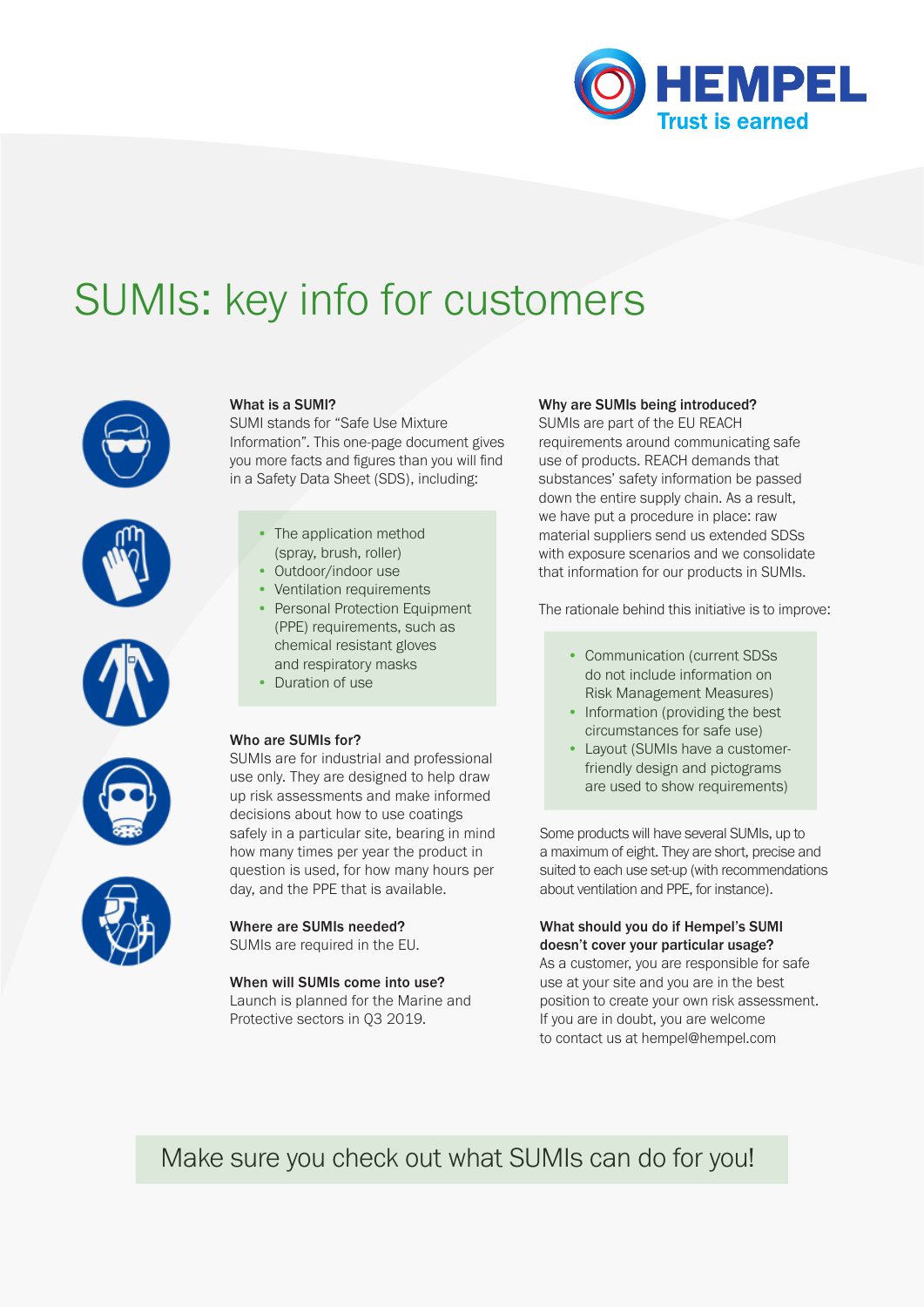# SUMIs: key info for customers

**What is a SUMI?**
SUMI stands for "Safe Use Mixture Information". This one-page document gives you more facts and figures than you will find in a Safety Data Sheet (SDS), including:

- The application method (spray, brush, roller)
- Outdoor/indoor use
- Ventilation requirements
- Personal Protection Equipment (PPE) requirements, such as chemical resistant gloves and respiratory masks
- Duration of use

**Who are SUMIs for?**
SUMIs are for industrial and professional use only. They are designed to help draw up risk assessments and make informed decisions about how to use coatings safely in a particular site, bearing in mind how many times per year the product in question is used, for how many hours per day, and the PPE that is available.

**Where are SUMIs needed?**
SUMIs are required in the EU.

**When will SUMIs come into use?**
Launch is planned for the Marine and Protective sectors in Q3 2019.

**Why are SUMIs being introduced?**
SUMIs are part of the EU REACH requirements around communicating safe use of products. REACH demands that substances' safety information be passed down the entire supply chain. As a result, we have put a procedure in place: raw material suppliers send us extended SDSs with exposure scenarios and we consolidate that information for our products in SUMIs.

The rationale behind this initiative is to improve:

- Communication (current SDSs do not include information on Risk Management Measures)
- Information (providing the best circumstances for safe use)
- Layout (SUMIs have a customer-friendly design and pictograms are used to show requirements)

Some products will have several SUMIs, up to a maximum of eight. They are short, precise and suited to each use set-up (with recommendations about ventilation and PPE, for instance).

**What should you do if Hempel's SUMI doesn't cover your particular usage?**
As a customer, you are responsible for safe use at your site and you are in the best position to create your own risk assessment. If you are in doubt, you are welcome to contact us at hempel@hempel.com

Make sure you check out what SUMIs can do for you!